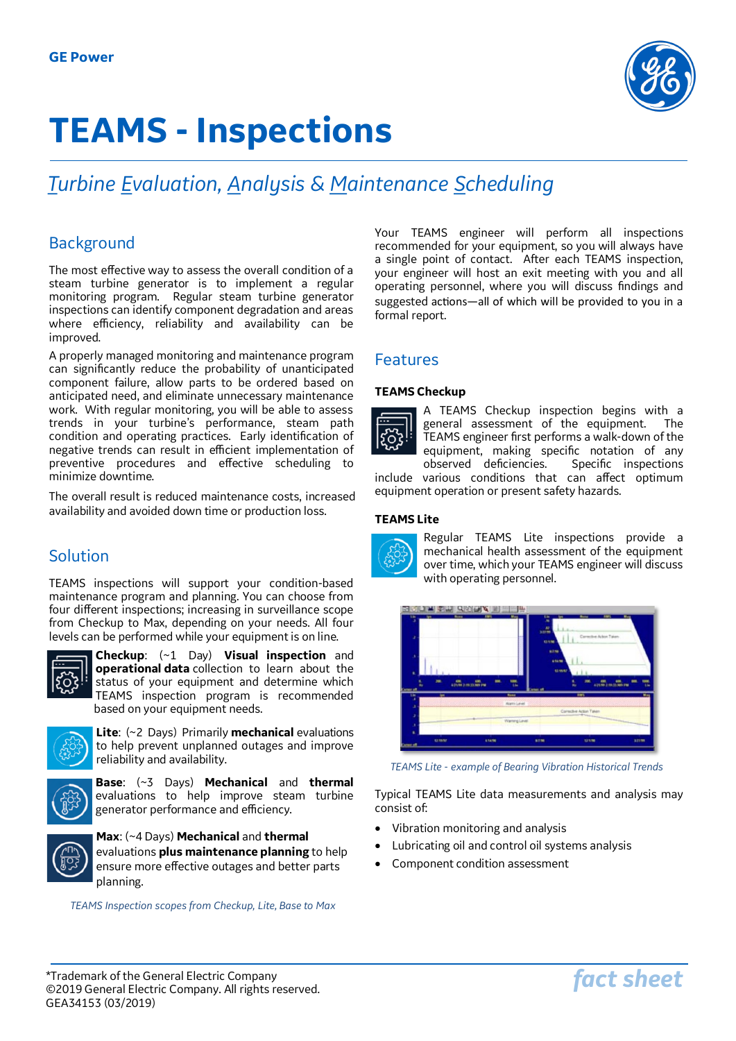GE Power

# TEAMS - Inspections

## *Turbine Evaluation, Analysis & Maintenance Scheduling*

## Background

The most effective way to assess the overall condition of a steam turbine generator is to implement a regular monitoring program. Regular steam turbine generator inspections can identify component degradation and areas where efficiency, reliability and availability can be improved.

A properly managed monitoring and maintenance program can significantly reduce the probability of unanticipated component failure, allow parts to be ordered based on anticipated need, and eliminate unnecessary maintenance work. With regular monitoring, you will be able to assess trends in your turbine's performance, steam path condition and operating practices. Early identification of negative trends can result in efficient implementation of preventive procedures and effective scheduling to minimize downtime.

The overall result is reduced maintenance costs, increased availability and avoided down time or production loss.

## Solution

TEAMS inspections will support your condition-based maintenance program and planning. You can choose from four different inspections; increasing in surveillance scope from Checkup to Max, depending on your needs. All four levels can be performed while your equipment is on line.

**Checkup**: (~1 Day) **Visual inspection** and **operational data** collection to learn about the status of your equipment and determine which TEAMS inspection program is recommended based on your equipment needs.

**Lite**: (~2 Days) Primarily **mechanical** evaluations to help prevent unplanned outages and improve reliability and availability.

**Base**: (~3 Days) **Mechanical** and **thermal** evaluations to help improve steam turbine generator performance and efficiency.

**Max**: (~4 Days) **Mechanical** and **thermal** evaluations **plus maintenance planning** to help ensure more effective outages and better parts planning.

*TEAMS Inspection scopes from Checkup, Lite, Base to Max*

Your TEAMS engineer will perform all inspections recommended for your equipment, so you will always have a single point of contact. After each TEAMS inspection, your engineer will host an exit meeting with you and all operating personnel, where you will discuss findings and suggested actions—all of which will be provided to you in a formal report.

## Features

### TEAMS Checkup

A TEAMS Checkup inspection begins with a general assessment of the equipment. The TEAMS engineer first performs a walk-down of the equipment, making specific notation of any observed deficiencies. Specific inspections include various conditions that can affect optimum equipment operation or present safety hazards.

### TEAMS Lite

Regular TEAMS Lite inspections provide a mechanical health assessment of the equipment over time, which your TEAMS engineer will discuss with operating personnel.

*TEAMS Lite - example of Bearing Vibration Historical Trends*

Typical TEAMS Lite data measurements and analysis may consist of:

- Vibration monitoring and analysis
- Lubricating oil and control oil systems analysis
- Component condition assessment

*Trademark of the General Electric Company
©2019 General Electric Company. All rights reserved.
GEA34153 (03/2019)

*fact sheet*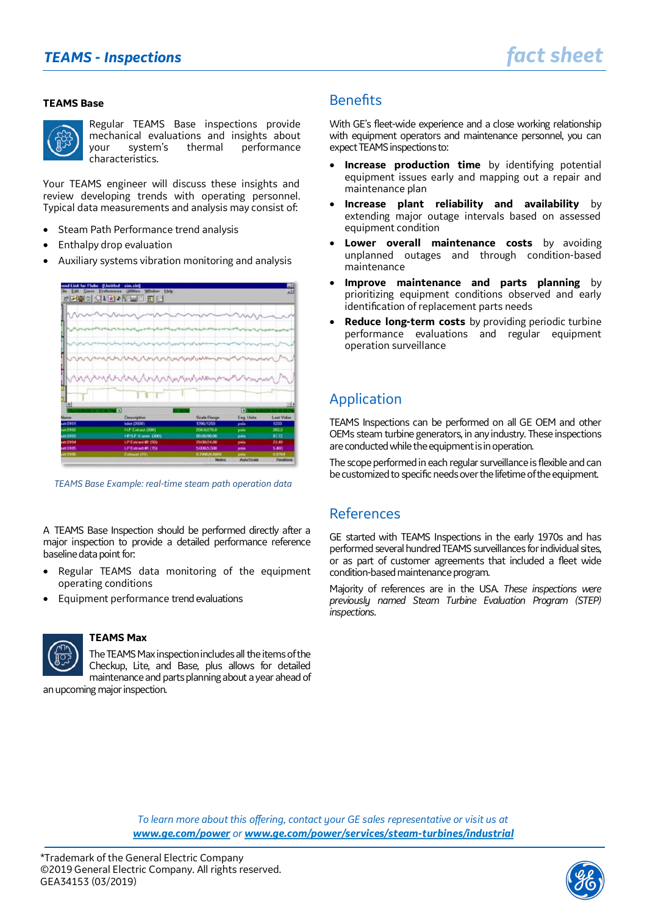# TEAMS - Inspections

### TEAMS Base

Regular TEAMS Base inspections provide mechanical evaluations and insights about your system's thermal performance characteristics.

Your TEAMS engineer will discuss these insights and review developing trends with operating personnel. Typical data measurements and analysis may consist of:

- Steam Path Performance trend analysis
- Enthalpy drop evaluation
- Auxiliary systems vibration monitoring and analysis

*TEAMS Base Example: real-time steam path operation data*

A TEAMS Base Inspection should be performed directly after a major inspection to provide a detailed performance reference baseline data point for:

- Regular TEAMS data monitoring of the equipment operating conditions
- Equipment performance trend evaluations

### TEAMS Max

The TEAMS Max inspection includes all the items of the Checkup, Lite, and Base, plus allows for detailed maintenance and parts planning about a year ahead of an upcoming major inspection.

## Benefits

With GE's fleet-wide experience and a close working relationship with equipment operators and maintenance personnel, you can expect TEAMS inspections to:

- **Increase production time** by identifying potential equipment issues early and mapping out a repair and maintenance plan
- **Increase plant reliability and availability** by extending major outage intervals based on assessed equipment condition
- **Lower overall maintenance costs** by avoiding unplanned outages and through condition-based maintenance
- **Improve maintenance and parts planning** by prioritizing equipment conditions observed and early identification of replacement parts needs
- **Reduce long-term costs** by providing periodic turbine performance evaluations and regular equipment operation surveillance

## Application

TEAMS Inspections can be performed on all GE OEM and other OEMs steam turbine generators, in any industry. These inspections are conducted while the equipment is in operation.

The scope performed in each regular surveillance is flexible and can be customized to specific needs over the lifetime of the equipment.

## References

GE started with TEAMS Inspections in the early 1970s and has performed several hundred TEAMS surveillances for individual sites, or as part of customer agreements that included a fleet wide condition-based maintenance program.

Majority of references are in the USA. *These inspections were previously named Steam Turbine Evaluation Program (STEP) inspections.*

*To learn more about this offering, contact your GE sales representative or visit us at* ***www.ge.com/power*** *or* ***www.ge.com/power/services/steam-turbines/industrial***

*Trademark of the General Electric Company
©2019 General Electric Company. All rights reserved.
GEA34153 (03/2019)